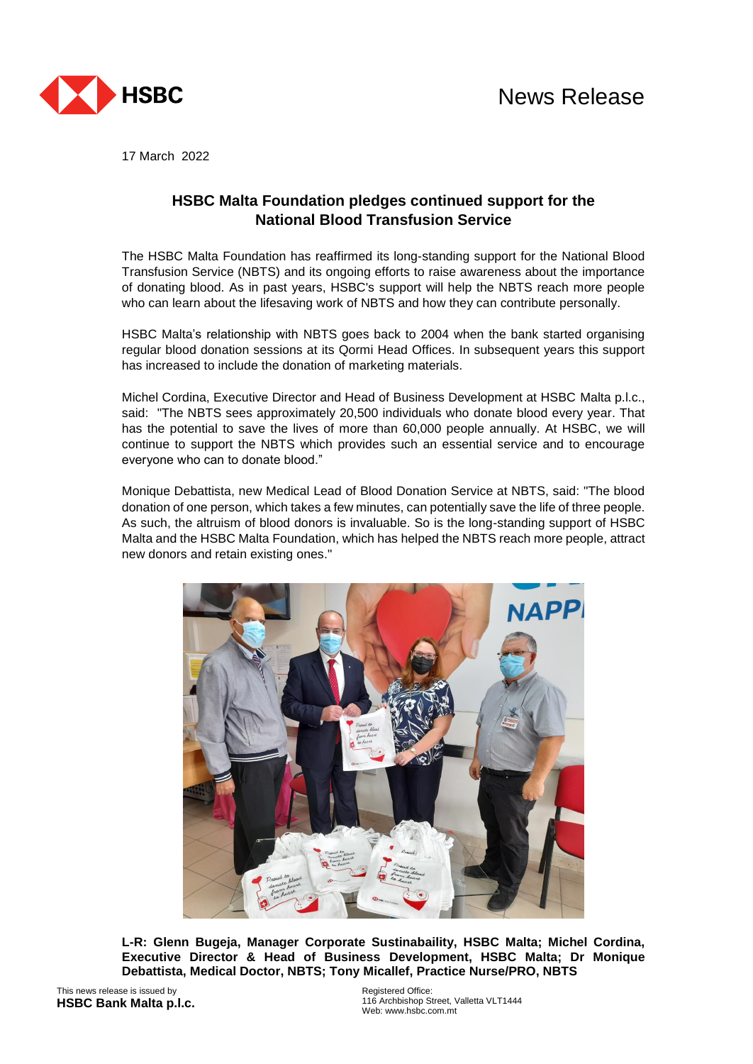News Release

17 March 2022

## HSBC Malta Foundation pledges continued support for the National Blood Transfusion Service

The HSBC Malta Foundation has reaffirmed its long-standing support for the National Blood Transfusion Service (NBTS) and its ongoing efforts to raise awareness about the importance of donating blood. As in past years, HSBC's support will help the NBTS reach more people who can learn about the lifesaving work of NBTS and how they can contribute personally.

HSBC Malta's relationship with NBTS goes back to 2004 when the bank started organising regular blood donation sessions at its Qormi Head Offices. In subsequent years this support has increased to include the donation of marketing materials.

Michel Cordina, Executive Director and Head of Business Development at HSBC Malta p.l.c., said: "The NBTS sees approximately 20,500 individuals who donate blood every year. That has the potential to save the lives of more than 60,000 people annually. At HSBC, we will continue to support the NBTS which provides such an essential service and to encourage everyone who can to donate blood."

Monique Debattista, new Medical Lead of Blood Donation Service at NBTS, said: "The blood donation of one person, which takes a few minutes, can potentially save the life of three people. As such, the altruism of blood donors is invaluable. So is the long-standing support of HSBC Malta and the HSBC Malta Foundation, which has helped the NBTS reach more people, attract new donors and retain existing ones."

**L-R: Glenn Bugeja, Manager Corporate Sustainability, HSBC Malta; Michel Cordina, Executive Director & Head of Business Development, HSBC Malta; Dr Monique Debattista, Medical Doctor, NBTS; Tony Micallef, Practice Nurse/PRO, NBTS**

This news release is issued by
**HSBC Bank Malta p.l.c.**

Registered Office:
116 Archbishop Street, Valletta VLT1444
Web: www.hsbc.com.mt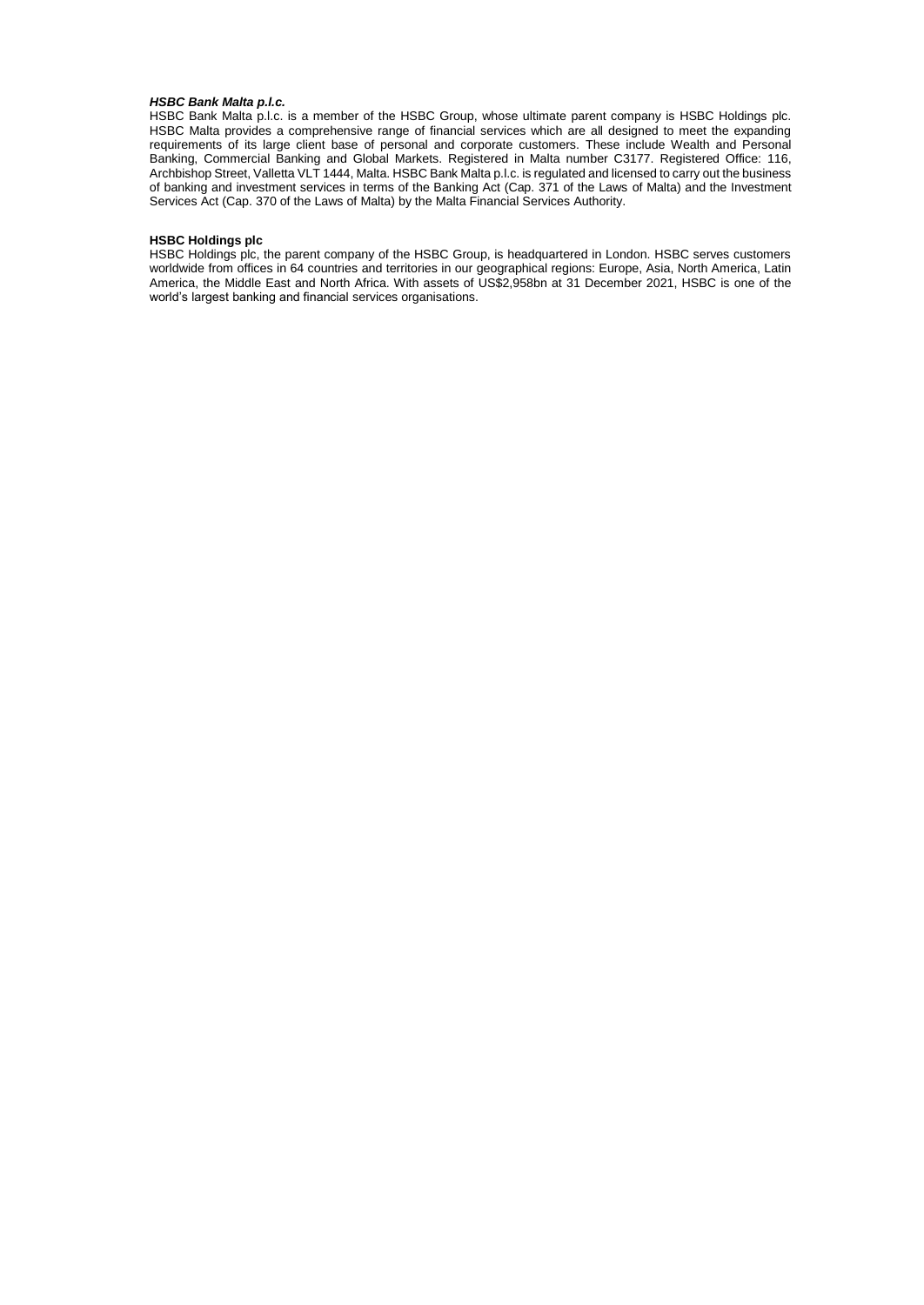***HSBC Bank Malta p.l.c.***

HSBC Bank Malta p.l.c. is a member of the HSBC Group, whose ultimate parent company is HSBC Holdings plc. HSBC Malta provides a comprehensive range of financial services which are all designed to meet the expanding requirements of its large client base of personal and corporate customers. These include Wealth and Personal Banking, Commercial Banking and Global Markets. Registered in Malta number C3177. Registered Office: 116, Archbishop Street, Valletta VLT 1444, Malta. HSBC Bank Malta p.l.c. is regulated and licensed to carry out the business of banking and investment services in terms of the Banking Act (Cap. 371 of the Laws of Malta) and the Investment Services Act (Cap. 370 of the Laws of Malta) by the Malta Financial Services Authority.

**HSBC Holdings plc**

HSBC Holdings plc, the parent company of the HSBC Group, is headquartered in London. HSBC serves customers worldwide from offices in 64 countries and territories in our geographical regions: Europe, Asia, North America, Latin America, the Middle East and North Africa. With assets of US$2,958bn at 31 December 2021, HSBC is one of the world's largest banking and financial services organisations.